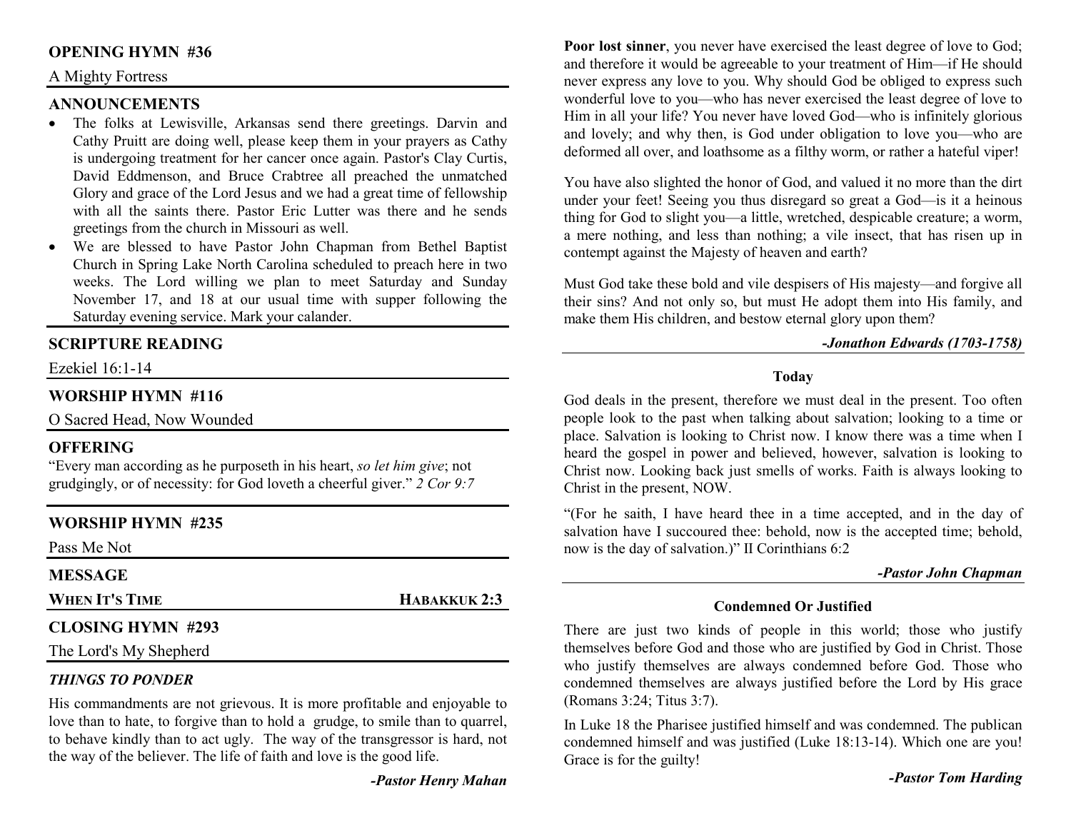## OPENING HYMN #36

A Mighty Fortress

## ANNOUNCEMENTS

- The folks at Lewisville, Arkansas send there greetings. Darvin and Cathy Pruitt are doing well, please keep them in your prayers as Cathy is undergoing treatment for her cancer once again. Pastor's Clay Curtis, David Eddmenson, and Bruce Crabtree all preached the unmatched Glory and grace of the Lord Jesus and we had a great time of fellowship with all the saints there. Pastor Eric Lutter was there and he sends greetings from the church in Missouri as well.
- We are blessed to have Pastor John Chapman from Bethel Baptist Church in Spring Lake North Carolina scheduled to preach here in two weeks. The Lord willing we plan to meet Saturday and Sunday November 17, and 18 at our usual time with supper following the Saturday evening service. Mark your calander.

## SCRIPTURE READING

Ezekiel 16:1-14

## WORSHIP HYMN #116

O Sacred Head, Now Wounded

## OFFERING

"Every man according as he purposeth in his heart, *so let him give*; not grudgingly, or of necessity: for God loveth a cheerful giver." *2 Cor 9:7*

## WORSHIP HYMN #235

Pass Me Not

## MESSAGE

**WHEN IT'S TIME** — **HABAKKUK 2:3**

## CLOSING HYMN #293

The Lord's My Shepherd

## *THINGS TO PONDER*

His commandments are not grievous. It is more profitable and enjoyable to love than to hate, to forgive than to hold a grudge, to smile than to quarrel, to behave kindly than to act ugly. The way of the transgressor is hard, not the way of the believer. The life of faith and love is the good life.

***-Pastor Henry Mahan***

---

**Poor lost sinner**, you never have exercised the least degree of love to God; and therefore it would be agreeable to your treatment of Him—if He should never express any love to you. Why should God be obliged to express such wonderful love to you—who has never exercised the least degree of love to Him in all your life? You never have loved God—who is infinitely glorious and lovely; and why then, is God under obligation to love you—who are deformed all over, and loathsome as a filthy worm, or rather a hateful viper!

You have also slighted the honor of God, and valued it no more than the dirt under your feet! Seeing you thus disregard so great a God—is it a heinous thing for God to slight you—a little, wretched, despicable creature; a worm, a mere nothing, and less than nothing; a vile insect, that has risen up in contempt against the Majesty of heaven and earth?

Must God take these bold and vile despisers of His majesty—and forgive all their sins? And not only so, but must He adopt them into His family, and make them His children, and bestow eternal glory upon them?

***-Jonathon Edwards (1703-1758)***

---

### Today

God deals in the present, therefore we must deal in the present. Too often people look to the past when talking about salvation; looking to a time or place. Salvation is looking to Christ now. I know there was a time when I heard the gospel in power and believed, however, salvation is looking to Christ now. Looking back just smells of works. Faith is always looking to Christ in the present, NOW.

"(For he saith, I have heard thee in a time accepted, and in the day of salvation have I succoured thee: behold, now is the accepted time; behold, now is the day of salvation.)" II Corinthians 6:2

***-Pastor John Chapman***

---

### Condemned Or Justified

There are just two kinds of people in this world; those who justify themselves before God and those who are justified by God in Christ. Those who justify themselves are always condemned before God. Those who condemned themselves are always justified before the Lord by His grace (Romans 3:24; Titus 3:7).

In Luke 18 the Pharisee justified himself and was condemned. The publican condemned himself and was justified (Luke 18:13-14). Which one are you! Grace is for the guilty!

***-Pastor Tom Harding***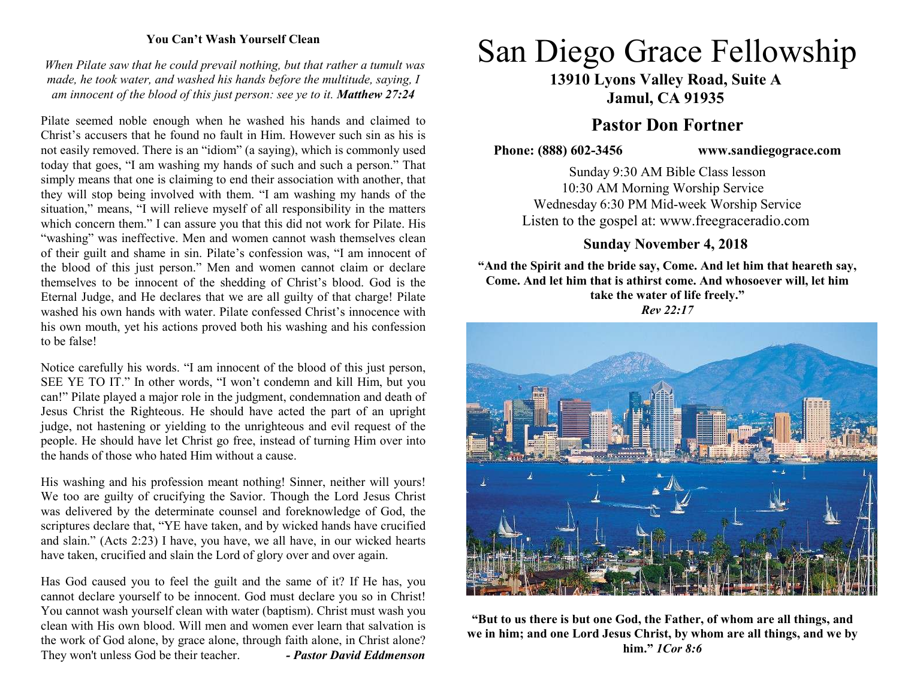### You Can't Wash Yourself Clean

*When Pilate saw that he could prevail nothing, but that rather a tumult was made, he took water, and washed his hands before the multitude, saying, I am innocent of the blood of this just person: see ye to it.* ***Matthew 27:24***

Pilate seemed noble enough when he washed his hands and claimed to Christ's accusers that he found no fault in Him. However such sin as his is not easily removed. There is an "idiom" (a saying), which is commonly used today that goes, "I am washing my hands of such and such a person." That simply means that one is claiming to end their association with another, that they will stop being involved with them. "I am washing my hands of the situation," means, "I will relieve myself of all responsibility in the matters which concern them." I can assure you that this did not work for Pilate. His "washing" was ineffective. Men and women cannot wash themselves clean of their guilt and shame in sin. Pilate's confession was, "I am innocent of the blood of this just person." Men and women cannot claim or declare themselves to be innocent of the shedding of Christ's blood. God is the Eternal Judge, and He declares that we are all guilty of that charge! Pilate washed his own hands with water. Pilate confessed Christ's innocence with his own mouth, yet his actions proved both his washing and his confession to be false!

Notice carefully his words. "I am innocent of the blood of this just person, SEE YE TO IT." In other words, "I won't condemn and kill Him, but you can!" Pilate played a major role in the judgment, condemnation and death of Jesus Christ the Righteous. He should have acted the part of an upright judge, not hastening or yielding to the unrighteous and evil request of the people. He should have let Christ go free, instead of turning Him over into the hands of those who hated Him without a cause.

His washing and his profession meant nothing! Sinner, neither will yours! We too are guilty of crucifying the Savior. Though the Lord Jesus Christ was delivered by the determinate counsel and foreknowledge of God, the scriptures declare that, "YE have taken, and by wicked hands have crucified and slain." (Acts 2:23) I have, you have, we all have, in our wicked hearts have taken, crucified and slain the Lord of glory over and over again.

Has God caused you to feel the guilt and the same of it? If He has, you cannot declare yourself to be innocent. God must declare you so in Christ! You cannot wash yourself clean with water (baptism). Christ must wash you clean with His own blood. Will men and women ever learn that salvation is the work of God alone, by grace alone, through faith alone, in Christ alone? They won't unless God be their teacher. ***- Pastor David Eddmenson***

# San Diego Grace Fellowship

**13910 Lyons Valley Road, Suite A**
**Jamul, CA 91935**

## Pastor Don Fortner

**Phone: (888) 602-3456** **www.sandiegograce.com**

Sunday 9:30 AM Bible Class lesson
10:30 AM Morning Worship Service
Wednesday 6:30 PM Mid-week Worship Service
Listen to the gospel at: www.freegraceradio.com

### Sunday November 4, 2018

**"And the Spirit and the bride say, Come. And let him that heareth say, Come. And let him that is athirst come. And whosoever will, let him take the water of life freely."**
***Rev 22:17***

**"But to us there is but one God, the Father, of whom are all things, and we in him; and one Lord Jesus Christ, by whom are all things, and we by him."** ***1Cor 8:6***